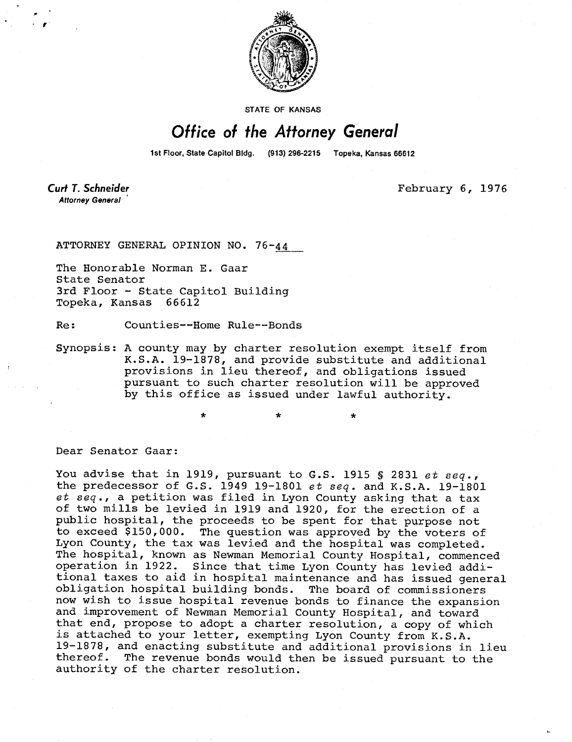STATE OF KANSAS

# Office of the Attorney General

1st Floor, State Capitol Bldg. (913) 296-2215 Topeka, Kansas 66612

**Curt T. Schneider**
*Attorney General*

February 6, 1976

ATTORNEY GENERAL OPINION NO. 76-44

The Honorable Norman E. Gaar
State Senator
3rd Floor - State Capitol Building
Topeka, Kansas 66612

Re: Counties--Home Rule--Bonds

Synopsis: A county may by charter resolution exempt itself from K.S.A. 19-1878, and provide substitute and additional provisions in lieu thereof, and obligations issued pursuant to such charter resolution will be approved by this office as issued under lawful authority.

\* \* \*

Dear Senator Gaar:

You advise that in 1919, pursuant to G.S. 1915 § 2831 *et seq.*, the predecessor of G.S. 1949 19-1801 *et seq.* and K.S.A. 19-1801 *et seq.*, a petition was filed in Lyon County asking that a tax of two mills be levied in 1919 and 1920, for the erection of a public hospital, the proceeds to be spent for that purpose not to exceed $150,000. The question was approved by the voters of Lyon County, the tax was levied and the hospital was completed. The hospital, known as Newman Memorial County Hospital, commenced operation in 1922. Since that time Lyon County has levied additional taxes to aid in hospital maintenance and has issued general obligation hospital building bonds. The board of commissioners now wish to issue hospital revenue bonds to finance the expansion and improvement of Newman Memorial County Hospital, and toward that end, propose to adopt a charter resolution, a copy of which is attached to your letter, exempting Lyon County from K.S.A. 19-1878, and enacting substitute and additional provisions in lieu thereof. The revenue bonds would then be issued pursuant to the authority of the charter resolution.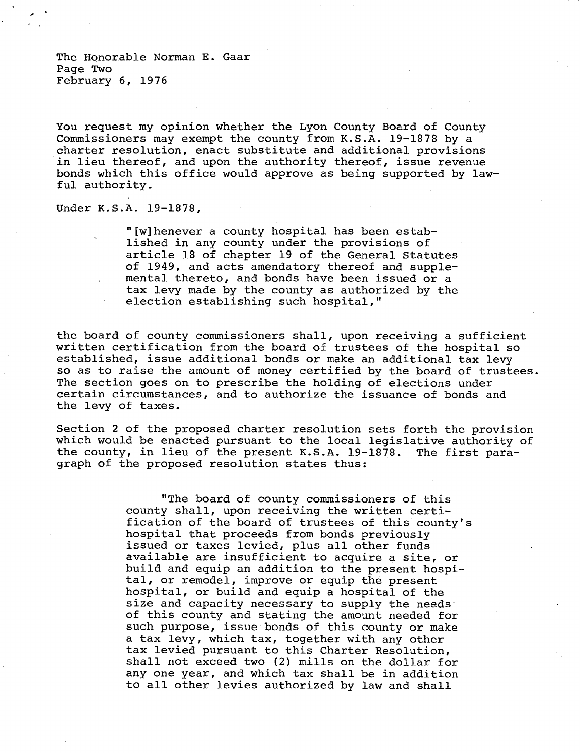You request my opinion whether the Lyon County Board of County Commissioners may exempt the county from K.S.A. 19-1878 by a charter resolution, enact substitute and additional provisions in lieu thereof, and upon the authority thereof, issue revenue bonds which this office would approve as being supported by lawful authority.

Under K.S.A. 19-1878,

> "[w]henever a county hospital has been established in any county under the provisions of article 18 of chapter 19 of the General Statutes of 1949, and acts amendatory thereof and supplemental thereto, and bonds have been issued or a tax levy made by the county as authorized by the election establishing such hospital,"

the board of county commissioners shall, upon receiving a sufficient written certification from the board of trustees of the hospital so established, issue additional bonds or make an additional tax levy so as to raise the amount of money certified by the board of trustees. The section goes on to prescribe the holding of elections under certain circumstances, and to authorize the issuance of bonds and the levy of taxes.

Section 2 of the proposed charter resolution sets forth the provision which would be enacted pursuant to the local legislative authority of the county, in lieu of the present K.S.A. 19-1878. The first paragraph of the proposed resolution states thus:

> "The board of county commissioners of this county shall, upon receiving the written certification of the board of trustees of this county's hospital that proceeds from bonds previously issued or taxes levied, plus all other funds available are insufficient to acquire a site, or build and equip an addition to the present hospital, or remodel, improve or equip the present hospital, or build and equip a hospital of the size and capacity necessary to supply the needs of this county and stating the amount needed for such purpose, issue bonds of this county or make a tax levy, which tax, together with any other tax levied pursuant to this Charter Resolution, shall not exceed two (2) mills on the dollar for any one year, and which tax shall be in addition to all other levies authorized by law and shall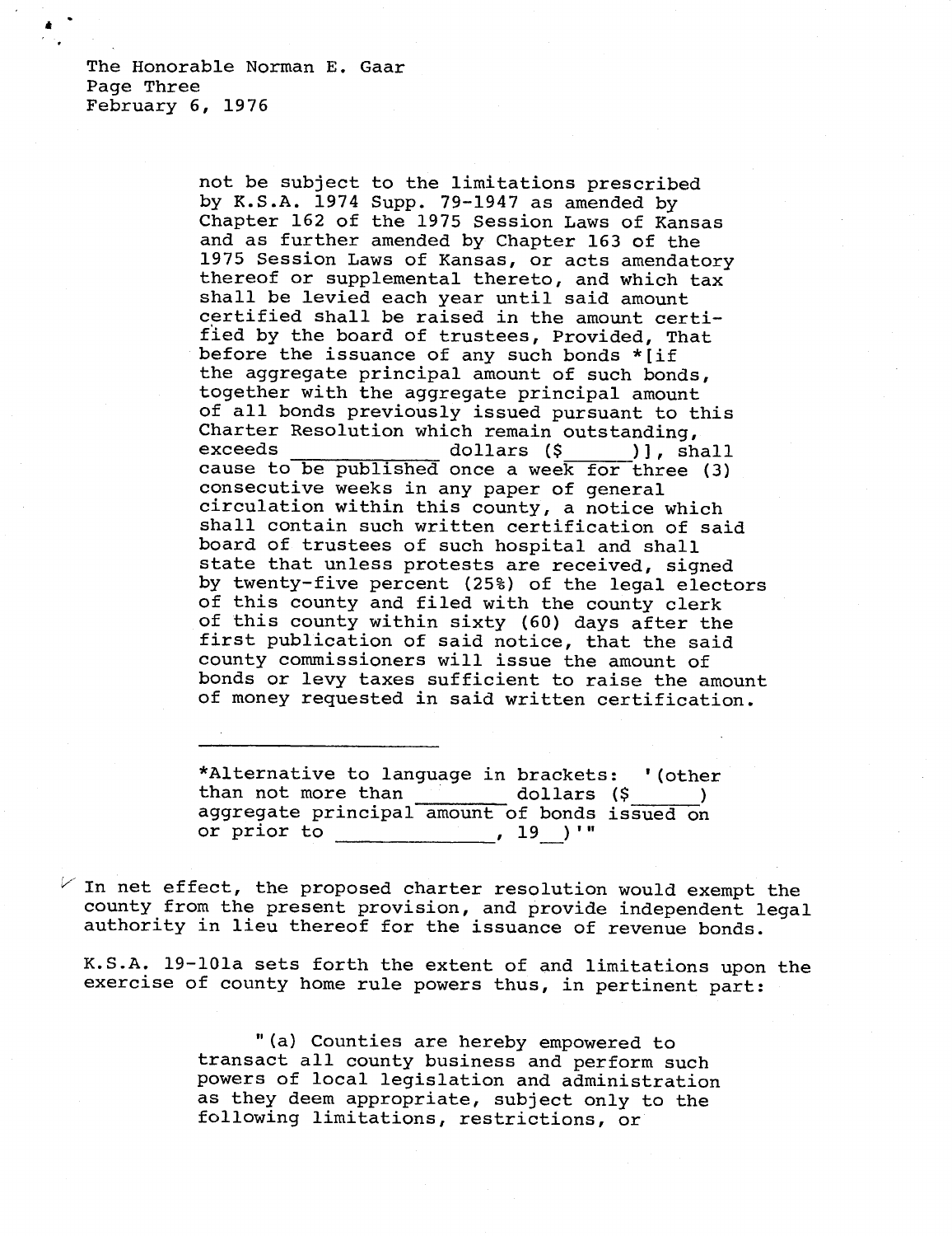> not be subject to the limitations prescribed by K.S.A. 1974 Supp. 79-1947 as amended by Chapter 162 of the 1975 Session Laws of Kansas and as further amended by Chapter 163 of the 1975 Session Laws of Kansas, or acts amendatory thereof or supplemental thereto, and which tax shall be levied each year until said amount certified shall be raised in the amount certified by the board of trustees, Provided, That before the issuance of any such bonds *[if the aggregate principal amount of such bonds, together with the aggregate principal amount of all bonds previously issued pursuant to this Charter Resolution which remain outstanding, exceeds ____________ dollars ($______)], shall cause to be published once a week for three (3) consecutive weeks in any paper of general circulation within this county, a notice which shall contain such written certification of said board of trustees of such hospital and shall state that unless protests are received, signed by twenty-five percent (25%) of the legal electors of this county and filed with the county clerk of this county within sixty (60) days after the first publication of said notice, that the said county commissioners will issue the amount of bonds or levy taxes sufficient to raise the amount of money requested in said written certification.
>
> ---
>
> *Alternative to language in brackets: '(other than not more than ________ dollars ($______) aggregate principal amount of bonds issued on or prior to _____________, 19__)'"

In net effect, the proposed charter resolution would exempt the county from the present provision, and provide independent legal authority in lieu thereof for the issuance of revenue bonds.

K.S.A. 19-101a sets forth the extent of and limitations upon the exercise of county home rule powers thus, in pertinent part:

> "(a) Counties are hereby empowered to transact all county business and perform such powers of local legislation and administration as they deem appropriate, subject only to the following limitations, restrictions, or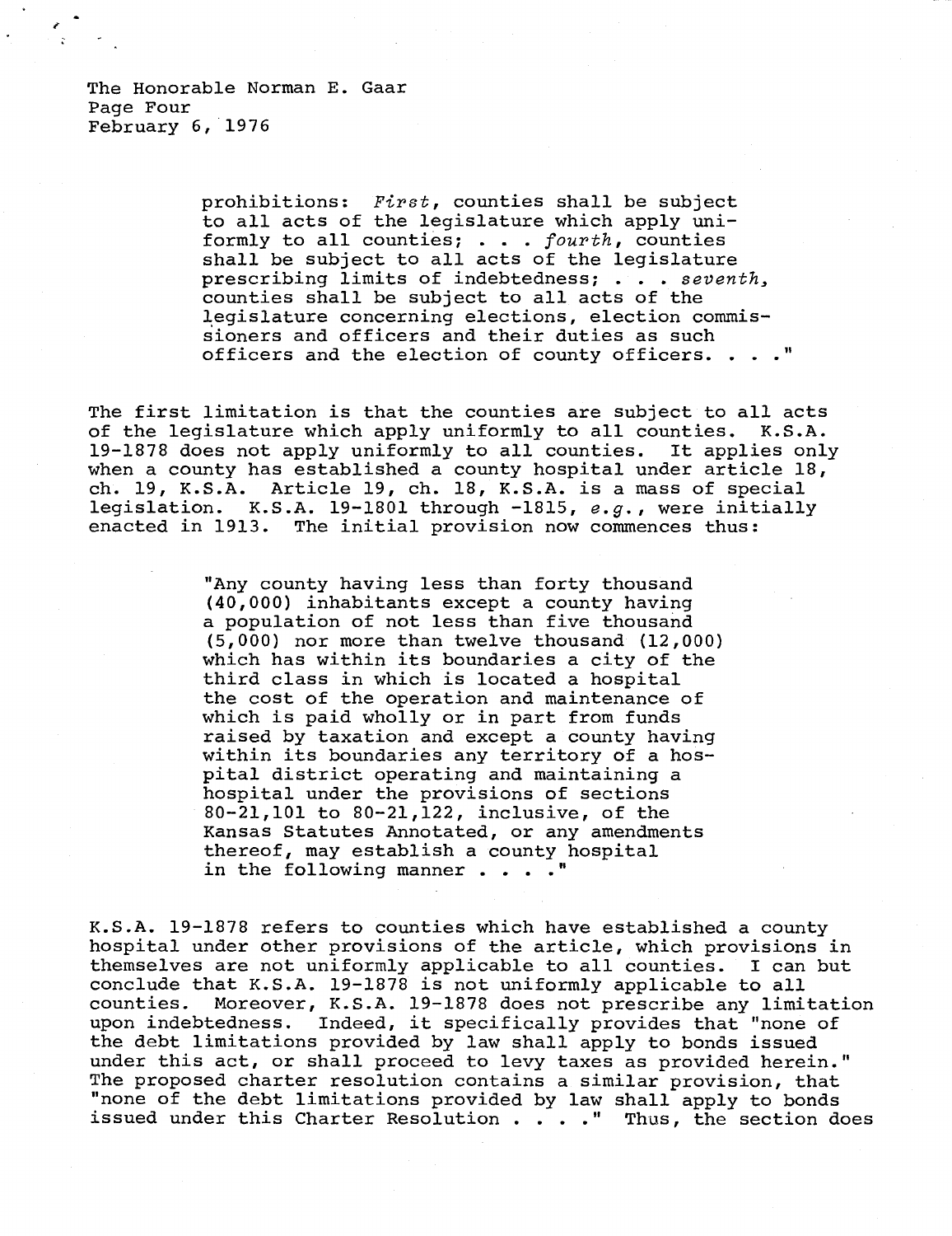> prohibitions: *First*, counties shall be subject to all acts of the legislature which apply uniformly to all counties; . . . *fourth*, counties shall be subject to all acts of the legislature prescribing limits of indebtedness; . . . *seventh*, counties shall be subject to all acts of the legislature concerning elections, election commissioners and officers and their duties as such officers and the election of county officers. . . ."

The first limitation is that the counties are subject to all acts of the legislature which apply uniformly to all counties. K.S.A. 19-1878 does not apply uniformly to all counties. It applies only when a county has established a county hospital under article 18, ch. 19, K.S.A. Article 19, ch. 18, K.S.A. is a mass of special legislation. K.S.A. 19-1801 through -1815, *e.g.*, were initially enacted in 1913. The initial provision now commences thus:

> "Any county having less than forty thousand (40,000) inhabitants except a county having a population of not less than five thousand (5,000) nor more than twelve thousand (12,000) which has within its boundaries a city of the third class in which is located a hospital the cost of the operation and maintenance of which is paid wholly or in part from funds raised by taxation and except a county having within its boundaries any territory of a hospital district operating and maintaining a hospital under the provisions of sections 80-21,101 to 80-21,122, inclusive, of the Kansas Statutes Annotated, or any amendments thereof, may establish a county hospital in the following manner . . . ."

K.S.A. 19-1878 refers to counties which have established a county hospital under other provisions of the article, which provisions in themselves are not uniformly applicable to all counties. I can but conclude that K.S.A. 19-1878 is not uniformly applicable to all counties. Moreover, K.S.A. 19-1878 does not prescribe any limitation upon indebtedness. Indeed, it specifically provides that "none of the debt limitations provided by law shall apply to bonds issued under this act, or shall proceed to levy taxes as provided herein." The proposed charter resolution contains a similar provision, that "none of the debt limitations provided by law shall apply to bonds issued under this Charter Resolution . . . ." Thus, the section does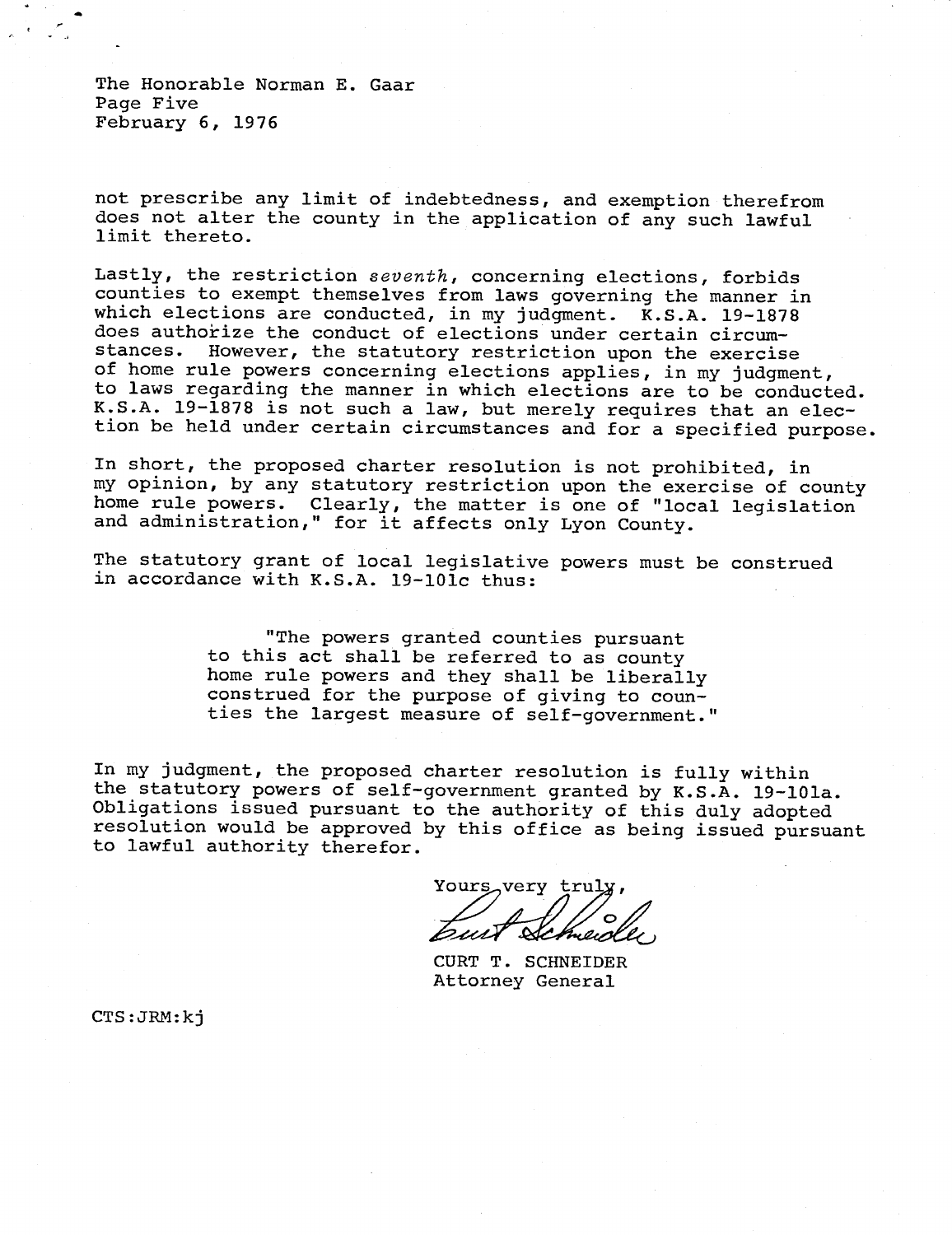The Honorable Norman E. Gaar
Page Five
February 6, 1976

not prescribe any limit of indebtedness, and exemption therefrom does not alter the county in the application of any such lawful limit thereto.

Lastly, the restriction *seventh*, concerning elections, forbids counties to exempt themselves from laws governing the manner in which elections are conducted, in my judgment. K.S.A. 19-1878 does authorize the conduct of elections under certain circumstances. However, the statutory restriction upon the exercise of home rule powers concerning elections applies, in my judgment, to laws regarding the manner in which elections are to be conducted. K.S.A. 19-1878 is not such a law, but merely requires that an election be held under certain circumstances and for a specified purpose.

In short, the proposed charter resolution is not prohibited, in my opinion, by any statutory restriction upon the exercise of county home rule powers. Clearly, the matter is one of "local legislation and administration," for it affects only Lyon County.

The statutory grant of local legislative powers must be construed in accordance with K.S.A. 19-101c thus:

> "The powers granted counties pursuant to this act shall be referred to as county home rule powers and they shall be liberally construed for the purpose of giving to counties the largest measure of self-government."

In my judgment, the proposed charter resolution is fully within the statutory powers of self-government granted by K.S.A. 19-101a. Obligations issued pursuant to the authority of this duly adopted resolution would be approved by this office as being issued pursuant to lawful authority therefor.

Yours very truly,

CURT T. SCHNEIDER
Attorney General

CTS:JRM:kj